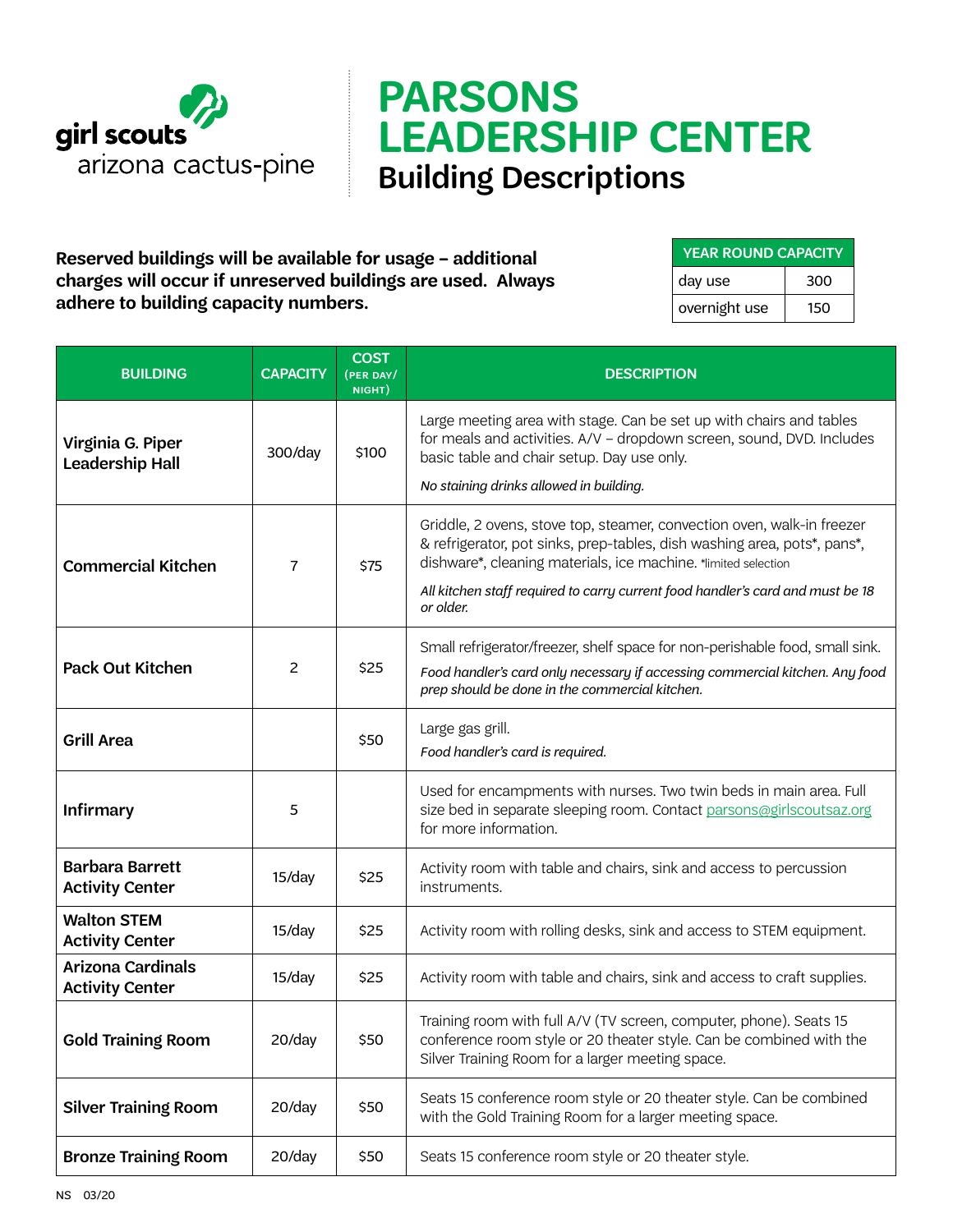girl scouts
arizona cactus-pine

# PARSONS LEADERSHIP CENTER

## Building Descriptions

**Reserved buildings will be available for usage – additional charges will occur if unreserved buildings are used. Always adhere to building capacity numbers.**

| YEAR ROUND CAPACITY | |
|---|---|
| day use | 300 |
| overnight use | 150 |

| BUILDING | CAPACITY | COST (PER DAY/ NIGHT) | DESCRIPTION |
|---|---|---|---|
| **Virginia G. Piper Leadership Hall** | 300/day | $100 | Large meeting area with stage. Can be set up with chairs and tables for meals and activities. A/V – dropdown screen, sound, DVD. Includes basic table and chair setup. Day use only. *No staining drinks allowed in building.* |
| **Commercial Kitchen** | 7 | $75 | Griddle, 2 ovens, stove top, steamer, convection oven, walk-in freezer & refrigerator, pot sinks, prep-tables, dish washing area, pots*, pans*, dishware*, cleaning materials, ice machine. *limited selection *All kitchen staff required to carry current food handler's card and must be 18 or older.* |
| **Pack Out Kitchen** | 2 | $25 | Small refrigerator/freezer, shelf space for non-perishable food, small sink. *Food handler's card only necessary if accessing commercial kitchen. Any food prep should be done in the commercial kitchen.* |
| **Grill Area** | | $50 | Large gas grill. *Food handler's card is required.* |
| **Infirmary** | 5 | | Used for encampments with nurses. Two twin beds in main area. Full size bed in separate sleeping room. Contact parsons@girlscoutsaz.org for more information. |
| **Barbara Barrett Activity Center** | 15/day | $25 | Activity room with table and chairs, sink and access to percussion instruments. |
| **Walton STEM Activity Center** | 15/day | $25 | Activity room with rolling desks, sink and access to STEM equipment. |
| **Arizona Cardinals Activity Center** | 15/day | $25 | Activity room with table and chairs, sink and access to craft supplies. |
| **Gold Training Room** | 20/day | $50 | Training room with full A/V (TV screen, computer, phone). Seats 15 conference room style or 20 theater style. Can be combined with the Silver Training Room for a larger meeting space. |
| **Silver Training Room** | 20/day | $50 | Seats 15 conference room style or 20 theater style. Can be combined with the Gold Training Room for a larger meeting space. |
| **Bronze Training Room** | 20/day | $50 | Seats 15 conference room style or 20 theater style. |

NS 03/20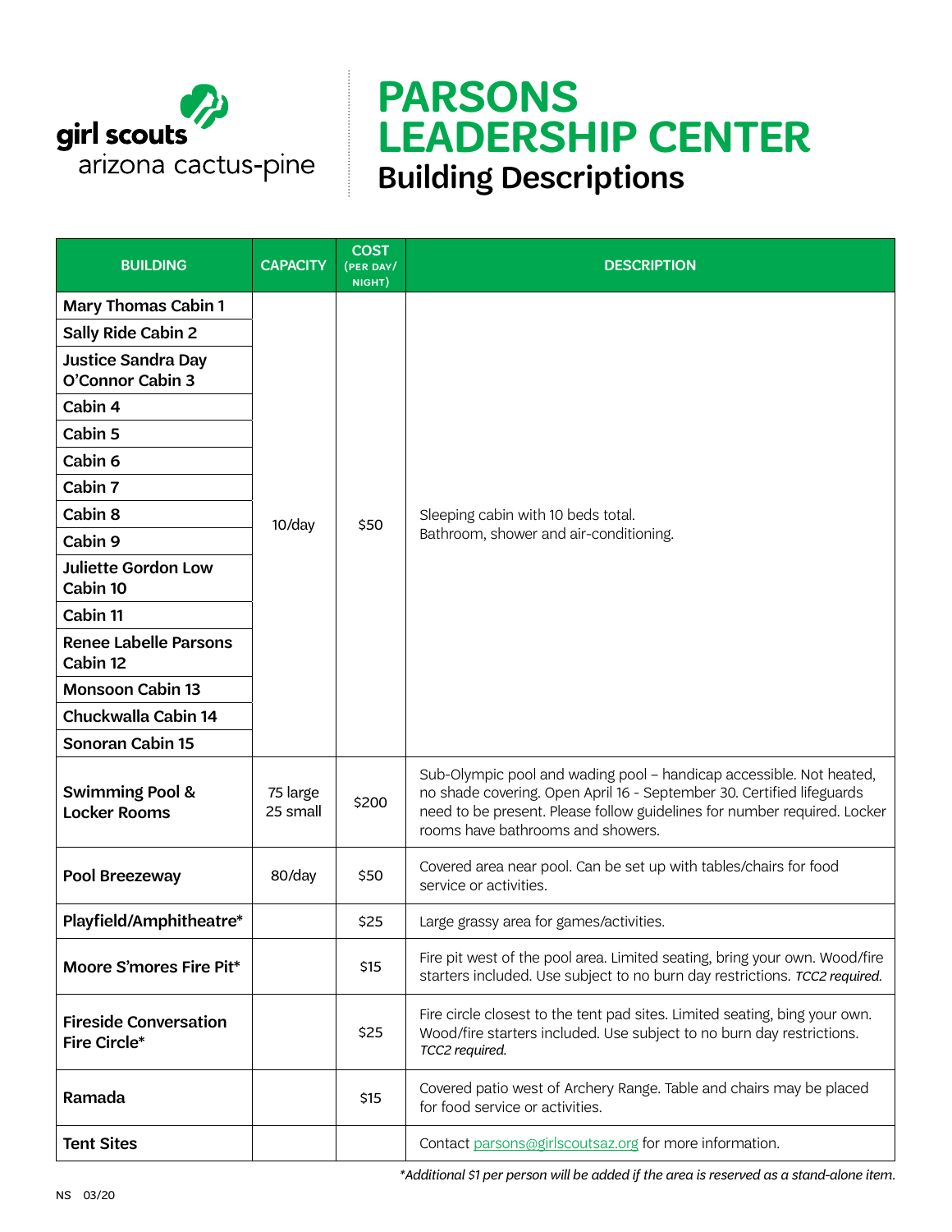girl scouts
arizona cactus-pine

# PARSONS LEADERSHIP CENTER
## Building Descriptions

| BUILDING | CAPACITY | COST (PER DAY/ NIGHT) | DESCRIPTION |
|---|---|---|---|
| **Mary Thomas Cabin 1** | 10/day | $50 | Sleeping cabin with 10 beds total. Bathroom, shower and air-conditioning. |
| **Sally Ride Cabin 2** | | | |
| **Justice Sandra Day O'Connor Cabin 3** | | | |
| **Cabin 4** | | | |
| **Cabin 5** | | | |
| **Cabin 6** | | | |
| **Cabin 7** | | | |
| **Cabin 8** | | | |
| **Cabin 9** | | | |
| **Juliette Gordon Low Cabin 10** | | | |
| **Cabin 11** | | | |
| **Renee Labelle Parsons Cabin 12** | | | |
| **Monsoon Cabin 13** | | | |
| **Chuckwalla Cabin 14** | | | |
| **Sonoran Cabin 15** | | | |
| **Swimming Pool & Locker Rooms** | 75 large 25 small | $200 | Sub-Olympic pool and wading pool – handicap accessible. Not heated, no shade covering. Open April 16 - September 30. Certified lifeguards need to be present. Please follow guidelines for number required. Locker rooms have bathrooms and showers. |
| **Pool Breezeway** | 80/day | $50 | Covered area near pool. Can be set up with tables/chairs for food service or activities. |
| **Playfield/Amphitheatre*** | | $25 | Large grassy area for games/activities. |
| **Moore S'mores Fire Pit*** | | $15 | Fire pit west of the pool area. Limited seating, bring your own. Wood/fire starters included. Use subject to no burn day restrictions. *TCC2 required.* |
| **Fireside Conversation Fire Circle*** | | $25 | Fire circle closest to the tent pad sites. Limited seating, bing your own. Wood/fire starters included. Use subject to no burn day restrictions. *TCC2 required.* |
| **Ramada** | | $15 | Covered patio west of Archery Range. Table and chairs may be placed for food service or activities. |
| **Tent Sites** | | | Contact parsons@girlscoutsaz.org for more information. |

*\*Additional $1 per person will be added if the area is reserved as a stand-alone item.*

NS 03/20